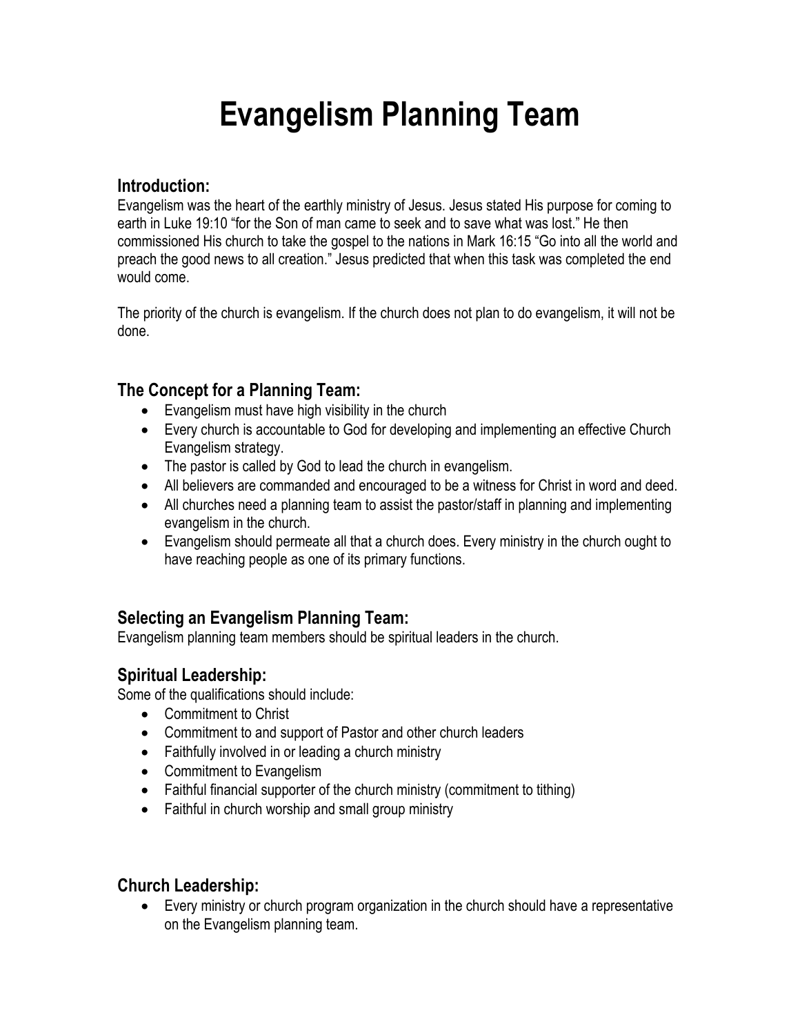# Evangelism Planning Team

## Introduction:

Evangelism was the heart of the earthly ministry of Jesus. Jesus stated His purpose for coming to earth in Luke 19:10 "for the Son of man came to seek and to save what was lost." He then commissioned His church to take the gospel to the nations in Mark 16:15 "Go into all the world and preach the good news to all creation." Jesus predicted that when this task was completed the end would come.

The priority of the church is evangelism. If the church does not plan to do evangelism, it will not be done.

## The Concept for a Planning Team:

- Evangelism must have high visibility in the church
- Every church is accountable to God for developing and implementing an effective Church Evangelism strategy.
- The pastor is called by God to lead the church in evangelism.
- All believers are commanded and encouraged to be a witness for Christ in word and deed.
- All churches need a planning team to assist the pastor/staff in planning and implementing evangelism in the church.
- Evangelism should permeate all that a church does. Every ministry in the church ought to have reaching people as one of its primary functions.

## Selecting an Evangelism Planning Team:

Evangelism planning team members should be spiritual leaders in the church.

## Spiritual Leadership:

Some of the qualifications should include:

- Commitment to Christ
- Commitment to and support of Pastor and other church leaders
- Faithfully involved in or leading a church ministry
- Commitment to Evangelism
- Faithful financial supporter of the church ministry (commitment to tithing)
- Faithful in church worship and small group ministry

## Church Leadership:

- Every ministry or church program organization in the church should have a representative on the Evangelism planning team.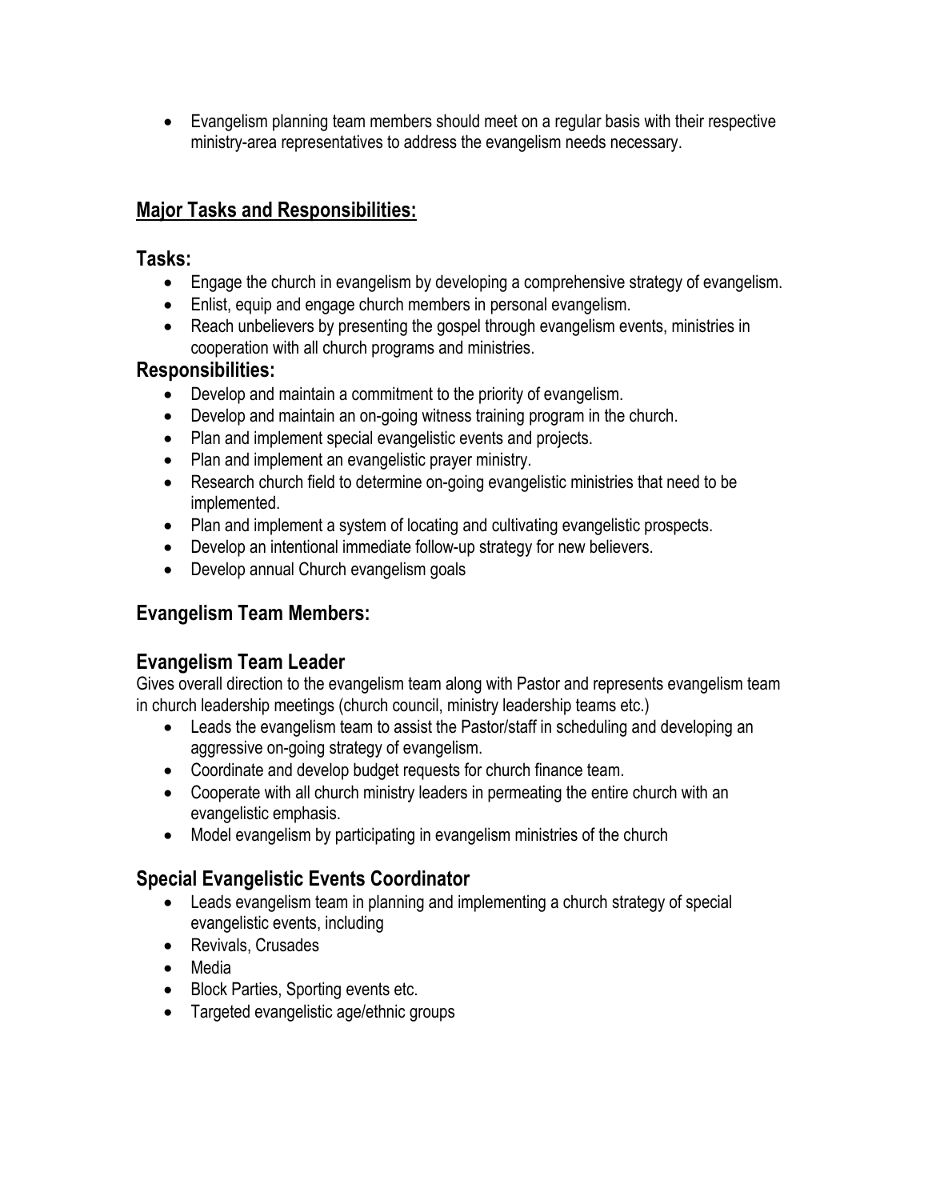- Evangelism planning team members should meet on a regular basis with their respective ministry-area representatives to address the evangelism needs necessary.

## Major Tasks and Responsibilities:

### Tasks:

- Engage the church in evangelism by developing a comprehensive strategy of evangelism.
- Enlist, equip and engage church members in personal evangelism.
- Reach unbelievers by presenting the gospel through evangelism events, ministries in cooperation with all church programs and ministries.

### Responsibilities:

- Develop and maintain a commitment to the priority of evangelism.
- Develop and maintain an on-going witness training program in the church.
- Plan and implement special evangelistic events and projects.
- Plan and implement an evangelistic prayer ministry.
- Research church field to determine on-going evangelistic ministries that need to be implemented.
- Plan and implement a system of locating and cultivating evangelistic prospects.
- Develop an intentional immediate follow-up strategy for new believers.
- Develop annual Church evangelism goals

## Evangelism Team Members:

### Evangelism Team Leader

Gives overall direction to the evangelism team along with Pastor and represents evangelism team in church leadership meetings (church council, ministry leadership teams etc.)

- Leads the evangelism team to assist the Pastor/staff in scheduling and developing an aggressive on-going strategy of evangelism.
- Coordinate and develop budget requests for church finance team.
- Cooperate with all church ministry leaders in permeating the entire church with an evangelistic emphasis.
- Model evangelism by participating in evangelism ministries of the church

### Special Evangelistic Events Coordinator

- Leads evangelism team in planning and implementing a church strategy of special evangelistic events, including
- Revivals, Crusades
- Media
- Block Parties, Sporting events etc.
- Targeted evangelistic age/ethnic groups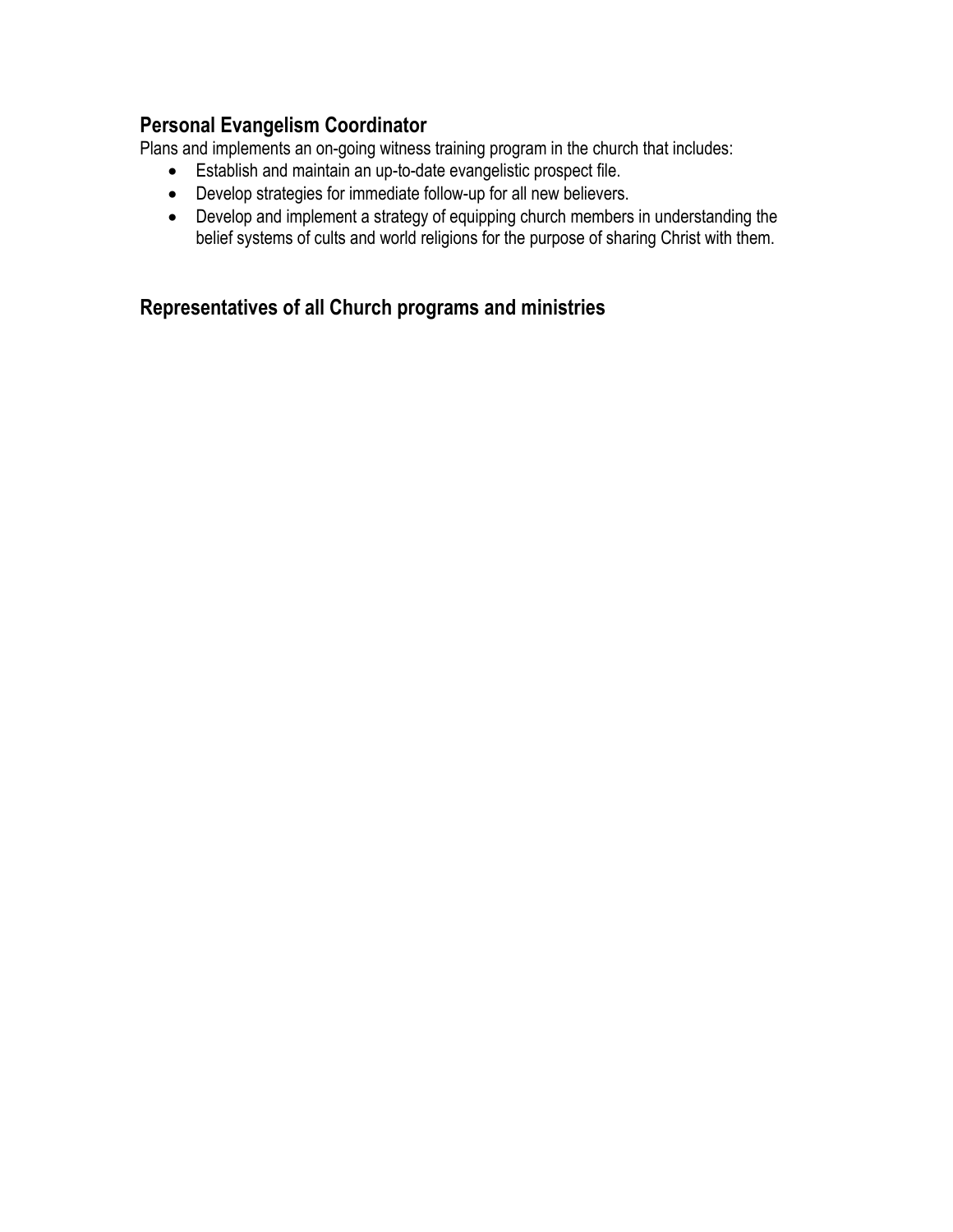## Personal Evangelism Coordinator

Plans and implements an on-going witness training program in the church that includes:

- Establish and maintain an up-to-date evangelistic prospect file.
- Develop strategies for immediate follow-up for all new believers.
- Develop and implement a strategy of equipping church members in understanding the belief systems of cults and world religions for the purpose of sharing Christ with them.

## Representatives of all Church programs and ministries